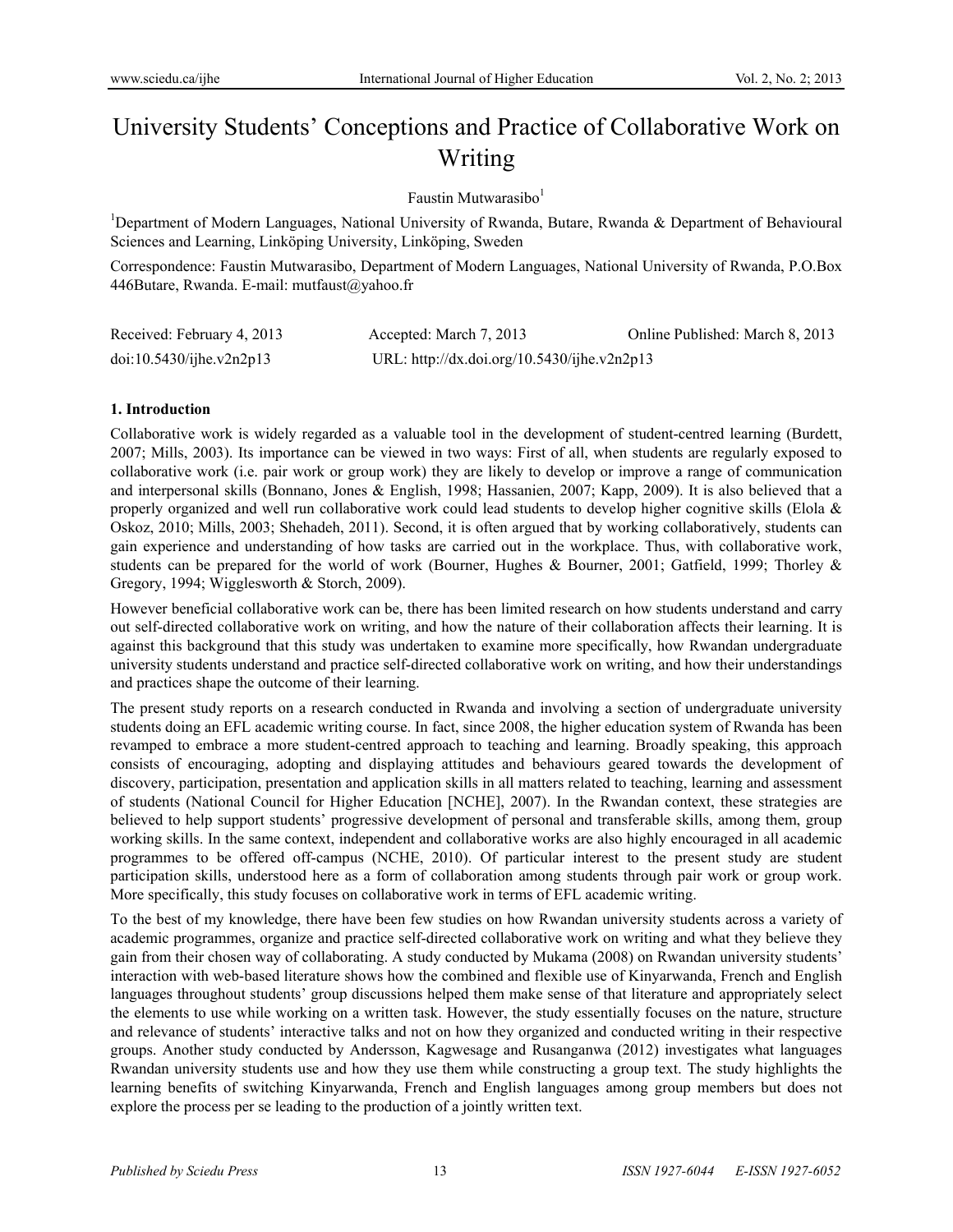# University Students' Conceptions and Practice of Collaborative Work on Writing

Faustin Mutwarasibo[1]

[1]Department of Modern Languages, National University of Rwanda, Butare, Rwanda & Department of Behavioural Sciences and Learning, Linköping University, Linköping, Sweden

Correspondence: Faustin Mutwarasibo, Department of Modern Languages, National University of Rwanda, P.O.Box 446Butare, Rwanda. E-mail: mutfaust@yahoo.fr

Received: February 4, 2013 Accepted: March 7, 2013 Online Published: March 8, 2013

doi:10.5430/ijhe.v2n2p13 URL: http://dx.doi.org/10.5430/ijhe.v2n2p13

## 1. Introduction

Collaborative work is widely regarded as a valuable tool in the development of student-centred learning (Burdett, 2007; Mills, 2003). Its importance can be viewed in two ways: First of all, when students are regularly exposed to collaborative work (i.e. pair work or group work) they are likely to develop or improve a range of communication and interpersonal skills (Bonnano, Jones & English, 1998; Hassanien, 2007; Kapp, 2009). It is also believed that a properly organized and well run collaborative work could lead students to develop higher cognitive skills (Elola & Oskoz, 2010; Mills, 2003; Shehadeh, 2011). Second, it is often argued that by working collaboratively, students can gain experience and understanding of how tasks are carried out in the workplace. Thus, with collaborative work, students can be prepared for the world of work (Bourner, Hughes & Bourner, 2001; Gatfield, 1999; Thorley & Gregory, 1994; Wigglesworth & Storch, 2009).

However beneficial collaborative work can be, there has been limited research on how students understand and carry out self-directed collaborative work on writing, and how the nature of their collaboration affects their learning. It is against this background that this study was undertaken to examine more specifically, how Rwandan undergraduate university students understand and practice self-directed collaborative work on writing, and how their understandings and practices shape the outcome of their learning.

The present study reports on a research conducted in Rwanda and involving a section of undergraduate university students doing an EFL academic writing course. In fact, since 2008, the higher education system of Rwanda has been revamped to embrace a more student-centred approach to teaching and learning. Broadly speaking, this approach consists of encouraging, adopting and displaying attitudes and behaviours geared towards the development of discovery, participation, presentation and application skills in all matters related to teaching, learning and assessment of students (National Council for Higher Education [NCHE], 2007). In the Rwandan context, these strategies are believed to help support students' progressive development of personal and transferable skills, among them, group working skills. In the same context, independent and collaborative works are also highly encouraged in all academic programmes to be offered off-campus (NCHE, 2010). Of particular interest to the present study are student participation skills, understood here as a form of collaboration among students through pair work or group work. More specifically, this study focuses on collaborative work in terms of EFL academic writing.

To the best of my knowledge, there have been few studies on how Rwandan university students across a variety of academic programmes, organize and practice self-directed collaborative work on writing and what they believe they gain from their chosen way of collaborating. A study conducted by Mukama (2008) on Rwandan university students' interaction with web-based literature shows how the combined and flexible use of Kinyarwanda, French and English languages throughout students' group discussions helped them make sense of that literature and appropriately select the elements to use while working on a written task. However, the study essentially focuses on the nature, structure and relevance of students' interactive talks and not on how they organized and conducted writing in their respective groups. Another study conducted by Andersson, Kagwesage and Rusanganwa (2012) investigates what languages Rwandan university students use and how they use them while constructing a group text. The study highlights the learning benefits of switching Kinyarwanda, French and English languages among group members but does not explore the process per se leading to the production of a jointly written text.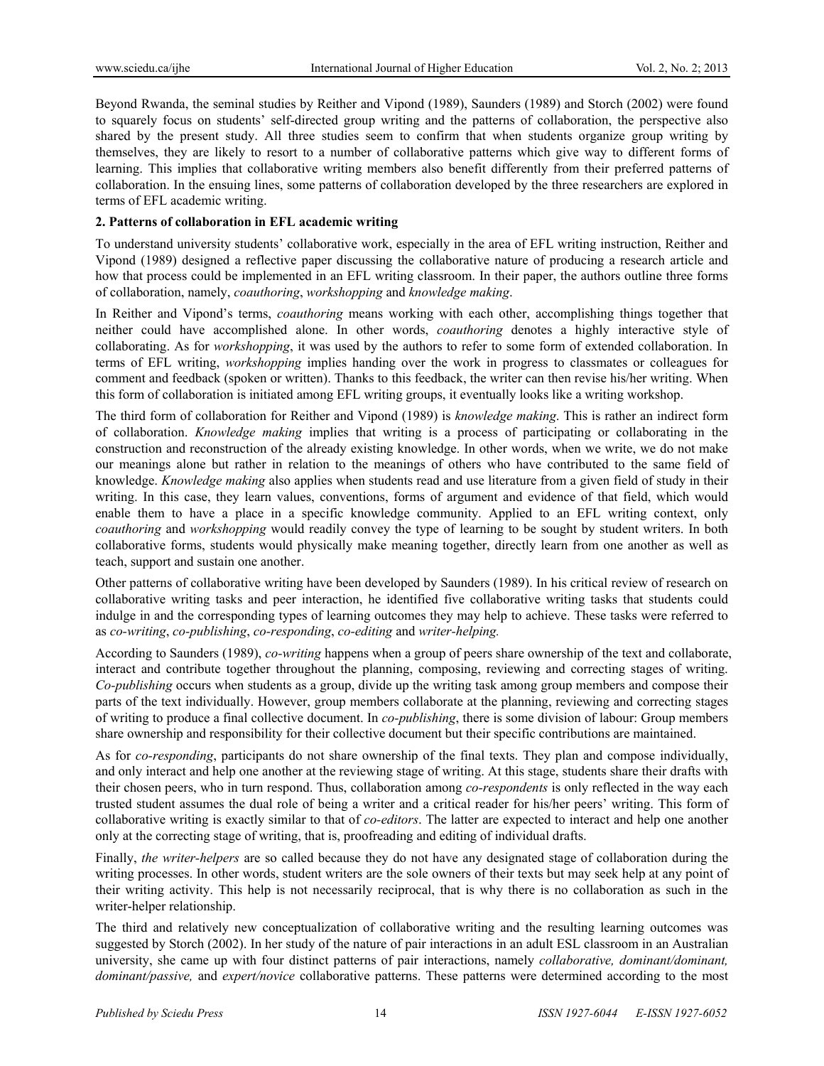Beyond Rwanda, the seminal studies by Reither and Vipond (1989), Saunders (1989) and Storch (2002) were found to squarely focus on students' self-directed group writing and the patterns of collaboration, the perspective also shared by the present study. All three studies seem to confirm that when students organize group writing by themselves, they are likely to resort to a number of collaborative patterns which give way to different forms of learning. This implies that collaborative writing members also benefit differently from their preferred patterns of collaboration. In the ensuing lines, some patterns of collaboration developed by the three researchers are explored in terms of EFL academic writing.

## 2. Patterns of collaboration in EFL academic writing

To understand university students' collaborative work, especially in the area of EFL writing instruction, Reither and Vipond (1989) designed a reflective paper discussing the collaborative nature of producing a research article and how that process could be implemented in an EFL writing classroom. In their paper, the authors outline three forms of collaboration, namely, *coauthoring*, *workshopping* and *knowledge making*.

In Reither and Vipond's terms, *coauthoring* means working with each other, accomplishing things together that neither could have accomplished alone. In other words, *coauthoring* denotes a highly interactive style of collaborating. As for *workshopping*, it was used by the authors to refer to some form of extended collaboration. In terms of EFL writing, *workshopping* implies handing over the work in progress to classmates or colleagues for comment and feedback (spoken or written). Thanks to this feedback, the writer can then revise his/her writing. When this form of collaboration is initiated among EFL writing groups, it eventually looks like a writing workshop.

The third form of collaboration for Reither and Vipond (1989) is *knowledge making*. This is rather an indirect form of collaboration. *Knowledge making* implies that writing is a process of participating or collaborating in the construction and reconstruction of the already existing knowledge. In other words, when we write, we do not make our meanings alone but rather in relation to the meanings of others who have contributed to the same field of knowledge. *Knowledge making* also applies when students read and use literature from a given field of study in their writing. In this case, they learn values, conventions, forms of argument and evidence of that field, which would enable them to have a place in a specific knowledge community. Applied to an EFL writing context, only *coauthoring* and *workshopping* would readily convey the type of learning to be sought by student writers. In both collaborative forms, students would physically make meaning together, directly learn from one another as well as teach, support and sustain one another.

Other patterns of collaborative writing have been developed by Saunders (1989). In his critical review of research on collaborative writing tasks and peer interaction, he identified five collaborative writing tasks that students could indulge in and the corresponding types of learning outcomes they may help to achieve. These tasks were referred to as *co-writing*, *co-publishing*, *co-responding*, *co-editing* and *writer-helping.*

According to Saunders (1989), *co-writing* happens when a group of peers share ownership of the text and collaborate, interact and contribute together throughout the planning, composing, reviewing and correcting stages of writing. *Co-publishing* occurs when students as a group, divide up the writing task among group members and compose their parts of the text individually. However, group members collaborate at the planning, reviewing and correcting stages of writing to produce a final collective document. In *co-publishing*, there is some division of labour: Group members share ownership and responsibility for their collective document but their specific contributions are maintained.

As for *co-responding*, participants do not share ownership of the final texts. They plan and compose individually, and only interact and help one another at the reviewing stage of writing. At this stage, students share their drafts with their chosen peers, who in turn respond. Thus, collaboration among *co-respondents* is only reflected in the way each trusted student assumes the dual role of being a writer and a critical reader for his/her peers' writing. This form of collaborative writing is exactly similar to that of *co-editors*. The latter are expected to interact and help one another only at the correcting stage of writing, that is, proofreading and editing of individual drafts.

Finally, *the writer-helpers* are so called because they do not have any designated stage of collaboration during the writing processes. In other words, student writers are the sole owners of their texts but may seek help at any point of their writing activity. This help is not necessarily reciprocal, that is why there is no collaboration as such in the writer-helper relationship.

The third and relatively new conceptualization of collaborative writing and the resulting learning outcomes was suggested by Storch (2002). In her study of the nature of pair interactions in an adult ESL classroom in an Australian university, she came up with four distinct patterns of pair interactions, namely *collaborative, dominant/dominant, dominant/passive,* and *expert/novice* collaborative patterns. These patterns were determined according to the most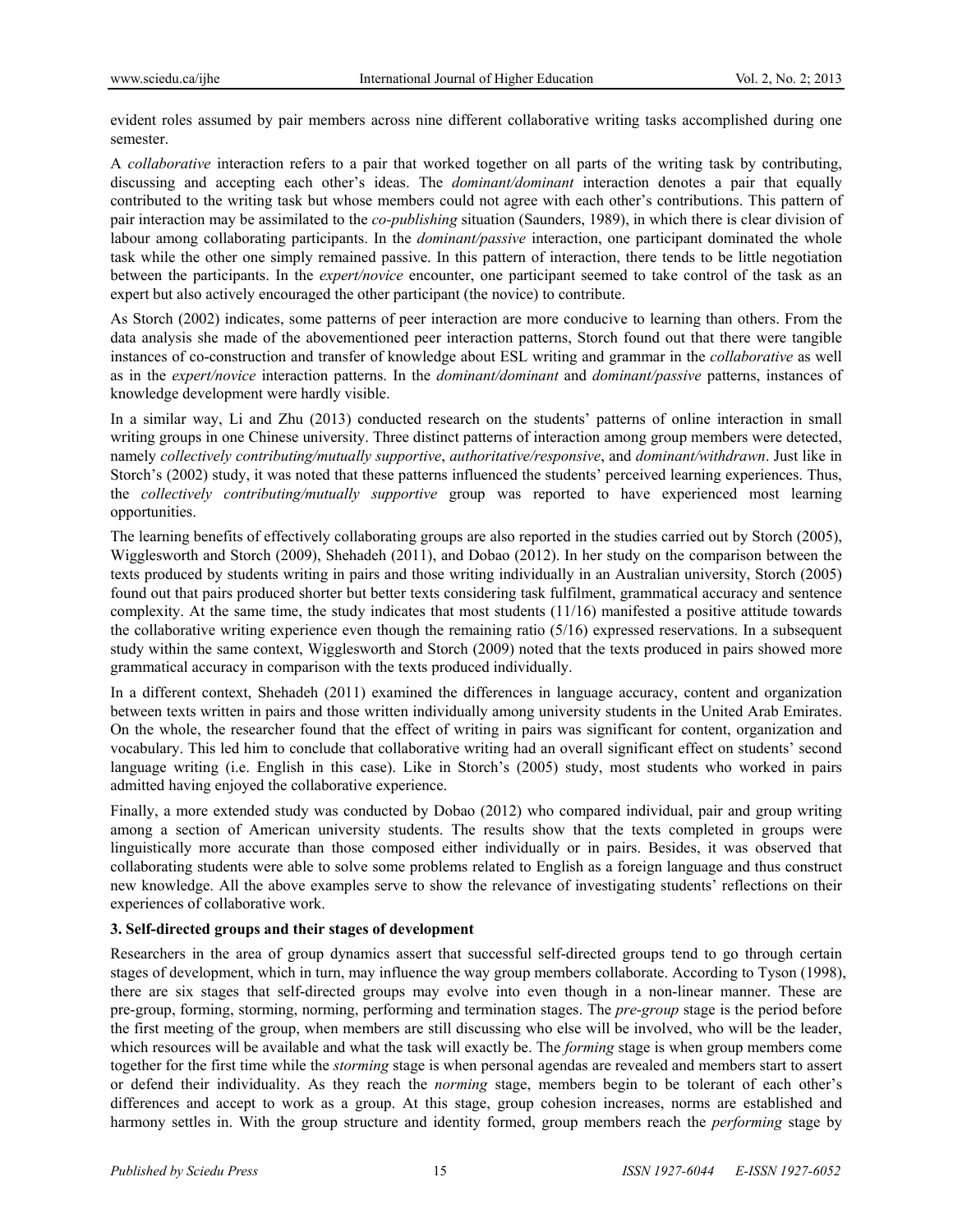evident roles assumed by pair members across nine different collaborative writing tasks accomplished during one semester.

A *collaborative* interaction refers to a pair that worked together on all parts of the writing task by contributing, discussing and accepting each other's ideas. The *dominant/dominant* interaction denotes a pair that equally contributed to the writing task but whose members could not agree with each other's contributions. This pattern of pair interaction may be assimilated to the *co-publishing* situation (Saunders, 1989), in which there is clear division of labour among collaborating participants. In the *dominant/passive* interaction, one participant dominated the whole task while the other one simply remained passive. In this pattern of interaction, there tends to be little negotiation between the participants. In the *expert/novice* encounter, one participant seemed to take control of the task as an expert but also actively encouraged the other participant (the novice) to contribute.

As Storch (2002) indicates, some patterns of peer interaction are more conducive to learning than others. From the data analysis she made of the abovementioned peer interaction patterns, Storch found out that there were tangible instances of co-construction and transfer of knowledge about ESL writing and grammar in the *collaborative* as well as in the *expert/novice* interaction patterns. In the *dominant/dominant* and *dominant/passive* patterns, instances of knowledge development were hardly visible.

In a similar way, Li and Zhu (2013) conducted research on the students' patterns of online interaction in small writing groups in one Chinese university. Three distinct patterns of interaction among group members were detected, namely *collectively contributing/mutually supportive*, *authoritative/responsive*, and *dominant/withdrawn*. Just like in Storch's (2002) study, it was noted that these patterns influenced the students' perceived learning experiences. Thus, the *collectively contributing/mutually supportive* group was reported to have experienced most learning opportunities.

The learning benefits of effectively collaborating groups are also reported in the studies carried out by Storch (2005), Wigglesworth and Storch (2009), Shehadeh (2011), and Dobao (2012). In her study on the comparison between the texts produced by students writing in pairs and those writing individually in an Australian university, Storch (2005) found out that pairs produced shorter but better texts considering task fulfilment, grammatical accuracy and sentence complexity. At the same time, the study indicates that most students (11/16) manifested a positive attitude towards the collaborative writing experience even though the remaining ratio (5/16) expressed reservations. In a subsequent study within the same context, Wigglesworth and Storch (2009) noted that the texts produced in pairs showed more grammatical accuracy in comparison with the texts produced individually.

In a different context, Shehadeh (2011) examined the differences in language accuracy, content and organization between texts written in pairs and those written individually among university students in the United Arab Emirates. On the whole, the researcher found that the effect of writing in pairs was significant for content, organization and vocabulary. This led him to conclude that collaborative writing had an overall significant effect on students' second language writing (i.e. English in this case). Like in Storch's (2005) study, most students who worked in pairs admitted having enjoyed the collaborative experience.

Finally, a more extended study was conducted by Dobao (2012) who compared individual, pair and group writing among a section of American university students. The results show that the texts completed in groups were linguistically more accurate than those composed either individually or in pairs. Besides, it was observed that collaborating students were able to solve some problems related to English as a foreign language and thus construct new knowledge. All the above examples serve to show the relevance of investigating students' reflections on their experiences of collaborative work.

## 3. Self-directed groups and their stages of development

Researchers in the area of group dynamics assert that successful self-directed groups tend to go through certain stages of development, which in turn, may influence the way group members collaborate. According to Tyson (1998), there are six stages that self-directed groups may evolve into even though in a non-linear manner. These are pre-group, forming, storming, norming, performing and termination stages. The *pre-group* stage is the period before the first meeting of the group, when members are still discussing who else will be involved, who will be the leader, which resources will be available and what the task will exactly be. The *forming* stage is when group members come together for the first time while the *storming* stage is when personal agendas are revealed and members start to assert or defend their individuality. As they reach the *norming* stage, members begin to be tolerant of each other's differences and accept to work as a group. At this stage, group cohesion increases, norms are established and harmony settles in. With the group structure and identity formed, group members reach the *performing* stage by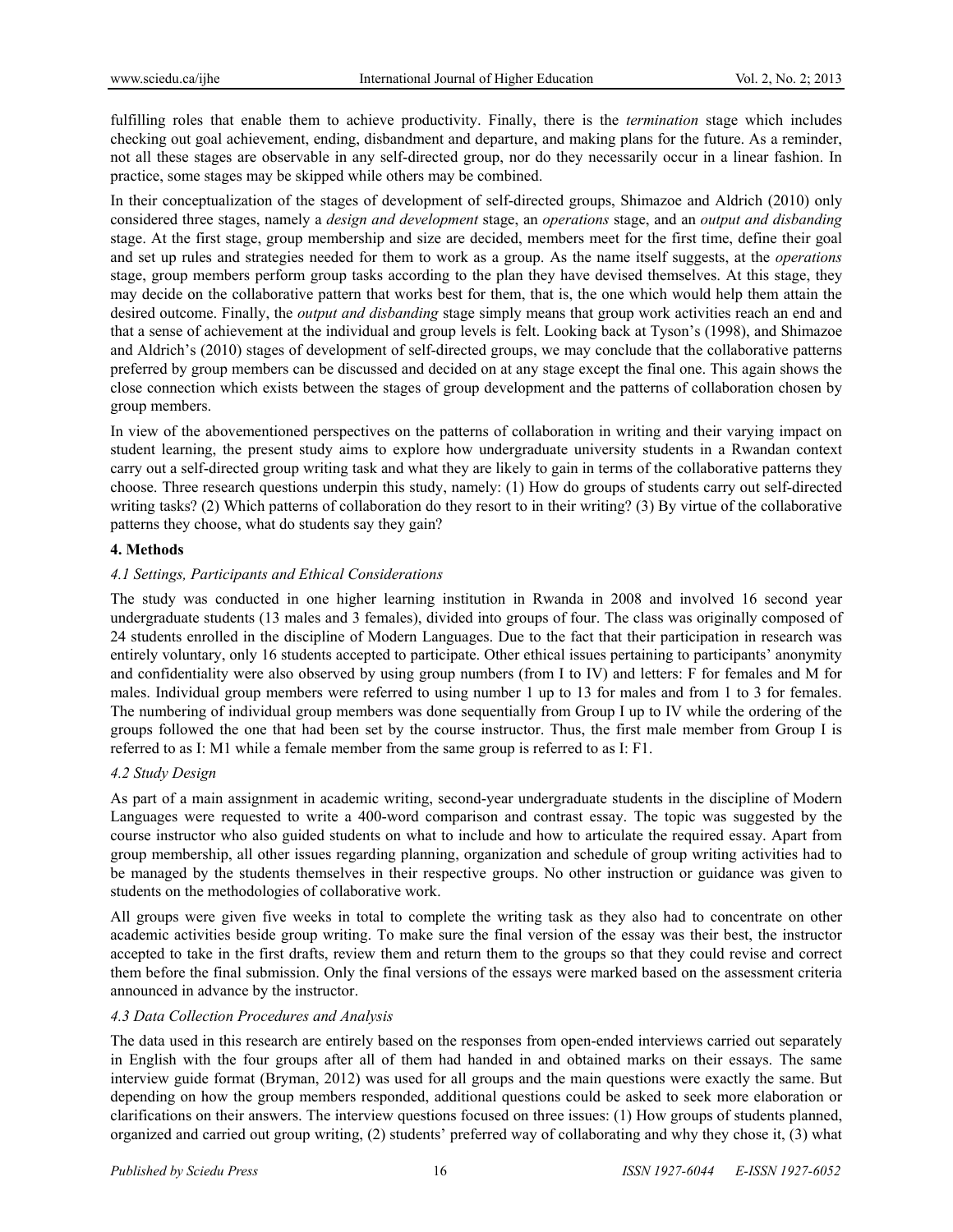fulfilling roles that enable them to achieve productivity. Finally, there is the *termination* stage which includes checking out goal achievement, ending, disbandment and departure, and making plans for the future. As a reminder, not all these stages are observable in any self-directed group, nor do they necessarily occur in a linear fashion. In practice, some stages may be skipped while others may be combined.

In their conceptualization of the stages of development of self-directed groups, Shimazoe and Aldrich (2010) only considered three stages, namely a *design and development* stage, an *operations* stage, and an *output and disbanding* stage. At the first stage, group membership and size are decided, members meet for the first time, define their goal and set up rules and strategies needed for them to work as a group. As the name itself suggests, at the *operations* stage, group members perform group tasks according to the plan they have devised themselves. At this stage, they may decide on the collaborative pattern that works best for them, that is, the one which would help them attain the desired outcome. Finally, the *output and disbanding* stage simply means that group work activities reach an end and that a sense of achievement at the individual and group levels is felt. Looking back at Tyson's (1998), and Shimazoe and Aldrich's (2010) stages of development of self-directed groups, we may conclude that the collaborative patterns preferred by group members can be discussed and decided on at any stage except the final one. This again shows the close connection which exists between the stages of group development and the patterns of collaboration chosen by group members.

In view of the abovementioned perspectives on the patterns of collaboration in writing and their varying impact on student learning, the present study aims to explore how undergraduate university students in a Rwandan context carry out a self-directed group writing task and what they are likely to gain in terms of the collaborative patterns they choose. Three research questions underpin this study, namely: (1) How do groups of students carry out self-directed writing tasks? (2) Which patterns of collaboration do they resort to in their writing? (3) By virtue of the collaborative patterns they choose, what do students say they gain?

## 4. Methods

### *4.1 Settings, Participants and Ethical Considerations*

The study was conducted in one higher learning institution in Rwanda in 2008 and involved 16 second year undergraduate students (13 males and 3 females), divided into groups of four. The class was originally composed of 24 students enrolled in the discipline of Modern Languages. Due to the fact that their participation in research was entirely voluntary, only 16 students accepted to participate. Other ethical issues pertaining to participants' anonymity and confidentiality were also observed by using group numbers (from I to IV) and letters: F for females and M for males. Individual group members were referred to using number 1 up to 13 for males and from 1 to 3 for females. The numbering of individual group members was done sequentially from Group I up to IV while the ordering of the groups followed the one that had been set by the course instructor. Thus, the first male member from Group I is referred to as I: M1 while a female member from the same group is referred to as I: F1.

### *4.2 Study Design*

As part of a main assignment in academic writing, second-year undergraduate students in the discipline of Modern Languages were requested to write a 400-word comparison and contrast essay. The topic was suggested by the course instructor who also guided students on what to include and how to articulate the required essay. Apart from group membership, all other issues regarding planning, organization and schedule of group writing activities had to be managed by the students themselves in their respective groups. No other instruction or guidance was given to students on the methodologies of collaborative work.

All groups were given five weeks in total to complete the writing task as they also had to concentrate on other academic activities beside group writing. To make sure the final version of the essay was their best, the instructor accepted to take in the first drafts, review them and return them to the groups so that they could revise and correct them before the final submission. Only the final versions of the essays were marked based on the assessment criteria announced in advance by the instructor.

### *4.3 Data Collection Procedures and Analysis*

The data used in this research are entirely based on the responses from open-ended interviews carried out separately in English with the four groups after all of them had handed in and obtained marks on their essays. The same interview guide format (Bryman, 2012) was used for all groups and the main questions were exactly the same. But depending on how the group members responded, additional questions could be asked to seek more elaboration or clarifications on their answers. The interview questions focused on three issues: (1) How groups of students planned, organized and carried out group writing, (2) students' preferred way of collaborating and why they chose it, (3) what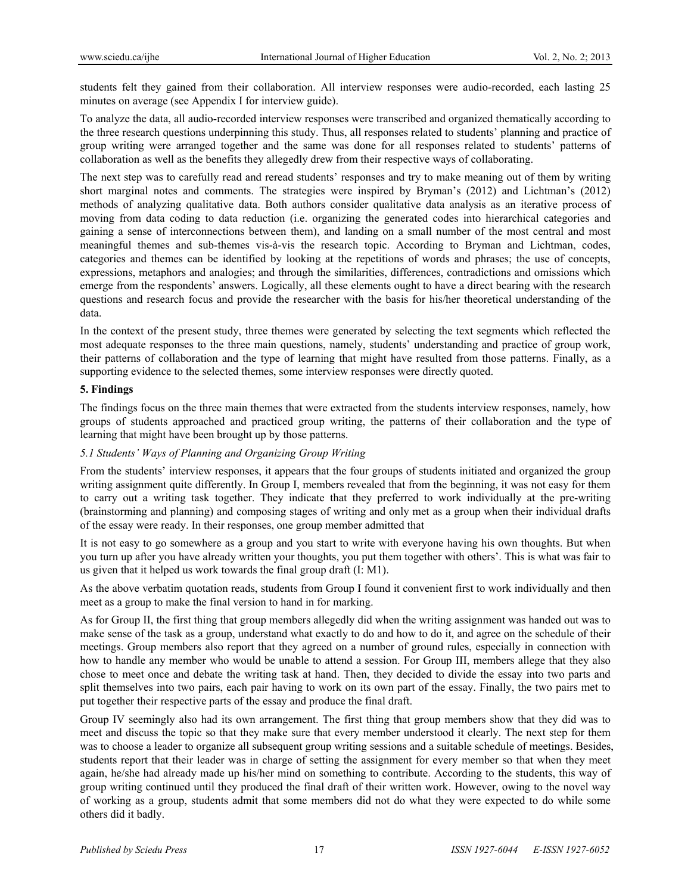students felt they gained from their collaboration. All interview responses were audio-recorded, each lasting 25 minutes on average (see Appendix I for interview guide).

To analyze the data, all audio-recorded interview responses were transcribed and organized thematically according to the three research questions underpinning this study. Thus, all responses related to students' planning and practice of group writing were arranged together and the same was done for all responses related to students' patterns of collaboration as well as the benefits they allegedly drew from their respective ways of collaborating.

The next step was to carefully read and reread students' responses and try to make meaning out of them by writing short marginal notes and comments. The strategies were inspired by Bryman's (2012) and Lichtman's (2012) methods of analyzing qualitative data. Both authors consider qualitative data analysis as an iterative process of moving from data coding to data reduction (i.e. organizing the generated codes into hierarchical categories and gaining a sense of interconnections between them), and landing on a small number of the most central and most meaningful themes and sub-themes vis-à-vis the research topic. According to Bryman and Lichtman, codes, categories and themes can be identified by looking at the repetitions of words and phrases; the use of concepts, expressions, metaphors and analogies; and through the similarities, differences, contradictions and omissions which emerge from the respondents' answers. Logically, all these elements ought to have a direct bearing with the research questions and research focus and provide the researcher with the basis for his/her theoretical understanding of the data.

In the context of the present study, three themes were generated by selecting the text segments which reflected the most adequate responses to the three main questions, namely, students' understanding and practice of group work, their patterns of collaboration and the type of learning that might have resulted from those patterns. Finally, as a supporting evidence to the selected themes, some interview responses were directly quoted.

## 5. Findings

The findings focus on the three main themes that were extracted from the students interview responses, namely, how groups of students approached and practiced group writing, the patterns of their collaboration and the type of learning that might have been brought up by those patterns.

### *5.1 Students' Ways of Planning and Organizing Group Writing*

From the students' interview responses, it appears that the four groups of students initiated and organized the group writing assignment quite differently. In Group I, members revealed that from the beginning, it was not easy for them to carry out a writing task together. They indicate that they preferred to work individually at the pre-writing (brainstorming and planning) and composing stages of writing and only met as a group when their individual drafts of the essay were ready. In their responses, one group member admitted that

It is not easy to go somewhere as a group and you start to write with everyone having his own thoughts. But when you turn up after you have already written your thoughts, you put them together with others'. This is what was fair to us given that it helped us work towards the final group draft (I: M1).

As the above verbatim quotation reads, students from Group I found it convenient first to work individually and then meet as a group to make the final version to hand in for marking.

As for Group II, the first thing that group members allegedly did when the writing assignment was handed out was to make sense of the task as a group, understand what exactly to do and how to do it, and agree on the schedule of their meetings. Group members also report that they agreed on a number of ground rules, especially in connection with how to handle any member who would be unable to attend a session. For Group III, members allege that they also chose to meet once and debate the writing task at hand. Then, they decided to divide the essay into two parts and split themselves into two pairs, each pair having to work on its own part of the essay. Finally, the two pairs met to put together their respective parts of the essay and produce the final draft.

Group IV seemingly also had its own arrangement. The first thing that group members show that they did was to meet and discuss the topic so that they make sure that every member understood it clearly. The next step for them was to choose a leader to organize all subsequent group writing sessions and a suitable schedule of meetings. Besides, students report that their leader was in charge of setting the assignment for every member so that when they meet again, he/she had already made up his/her mind on something to contribute. According to the students, this way of group writing continued until they produced the final draft of their written work. However, owing to the novel way of working as a group, students admit that some members did not do what they were expected to do while some others did it badly.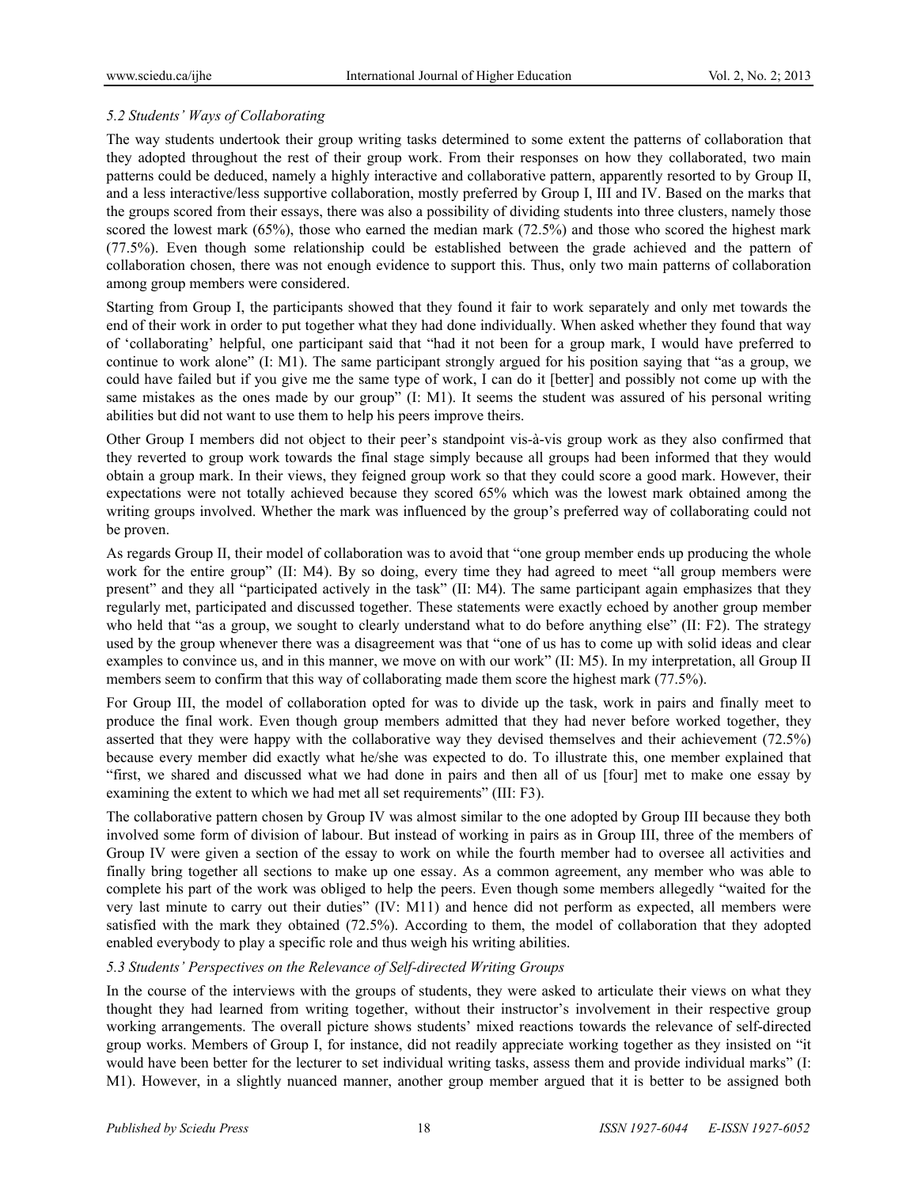### *5.2 Students' Ways of Collaborating*

The way students undertook their group writing tasks determined to some extent the patterns of collaboration that they adopted throughout the rest of their group work. From their responses on how they collaborated, two main patterns could be deduced, namely a highly interactive and collaborative pattern, apparently resorted to by Group II, and a less interactive/less supportive collaboration, mostly preferred by Group I, III and IV. Based on the marks that the groups scored from their essays, there was also a possibility of dividing students into three clusters, namely those scored the lowest mark (65%), those who earned the median mark (72.5%) and those who scored the highest mark (77.5%). Even though some relationship could be established between the grade achieved and the pattern of collaboration chosen, there was not enough evidence to support this. Thus, only two main patterns of collaboration among group members were considered.

Starting from Group I, the participants showed that they found it fair to work separately and only met towards the end of their work in order to put together what they had done individually. When asked whether they found that way of 'collaborating' helpful, one participant said that "had it not been for a group mark, I would have preferred to continue to work alone" (I: M1). The same participant strongly argued for his position saying that "as a group, we could have failed but if you give me the same type of work, I can do it [better] and possibly not come up with the same mistakes as the ones made by our group" (I: M1). It seems the student was assured of his personal writing abilities but did not want to use them to help his peers improve theirs.

Other Group I members did not object to their peer's standpoint vis-à-vis group work as they also confirmed that they reverted to group work towards the final stage simply because all groups had been informed that they would obtain a group mark. In their views, they feigned group work so that they could score a good mark. However, their expectations were not totally achieved because they scored 65% which was the lowest mark obtained among the writing groups involved. Whether the mark was influenced by the group's preferred way of collaborating could not be proven.

As regards Group II, their model of collaboration was to avoid that "one group member ends up producing the whole work for the entire group" (II: M4). By so doing, every time they had agreed to meet "all group members were present" and they all "participated actively in the task" (II: M4). The same participant again emphasizes that they regularly met, participated and discussed together. These statements were exactly echoed by another group member who held that "as a group, we sought to clearly understand what to do before anything else" (II: F2). The strategy used by the group whenever there was a disagreement was that "one of us has to come up with solid ideas and clear examples to convince us, and in this manner, we move on with our work" (II: M5). In my interpretation, all Group II members seem to confirm that this way of collaborating made them score the highest mark (77.5%).

For Group III, the model of collaboration opted for was to divide up the task, work in pairs and finally meet to produce the final work. Even though group members admitted that they had never before worked together, they asserted that they were happy with the collaborative way they devised themselves and their achievement (72.5%) because every member did exactly what he/she was expected to do. To illustrate this, one member explained that "first, we shared and discussed what we had done in pairs and then all of us [four] met to make one essay by examining the extent to which we had met all set requirements" (III: F3).

The collaborative pattern chosen by Group IV was almost similar to the one adopted by Group III because they both involved some form of division of labour. But instead of working in pairs as in Group III, three of the members of Group IV were given a section of the essay to work on while the fourth member had to oversee all activities and finally bring together all sections to make up one essay. As a common agreement, any member who was able to complete his part of the work was obliged to help the peers. Even though some members allegedly "waited for the very last minute to carry out their duties" (IV: M11) and hence did not perform as expected, all members were satisfied with the mark they obtained (72.5%). According to them, the model of collaboration that they adopted enabled everybody to play a specific role and thus weigh his writing abilities.

### *5.3 Students' Perspectives on the Relevance of Self-directed Writing Groups*

In the course of the interviews with the groups of students, they were asked to articulate their views on what they thought they had learned from writing together, without their instructor's involvement in their respective group working arrangements. The overall picture shows students' mixed reactions towards the relevance of self-directed group works. Members of Group I, for instance, did not readily appreciate working together as they insisted on "it would have been better for the lecturer to set individual writing tasks, assess them and provide individual marks" (I: M1). However, in a slightly nuanced manner, another group member argued that it is better to be assigned both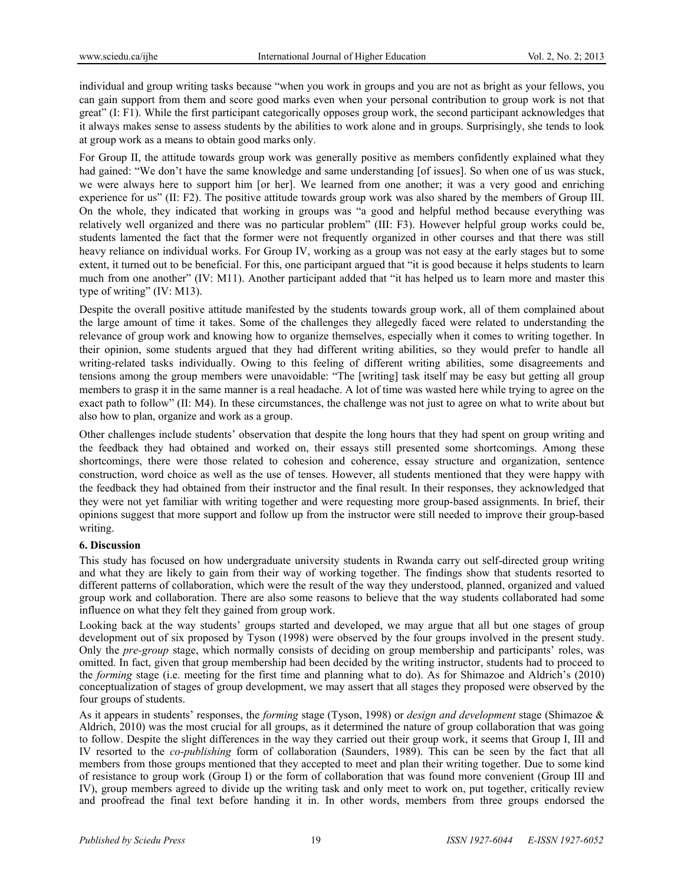individual and group writing tasks because "when you work in groups and you are not as bright as your fellows, you can gain support from them and score good marks even when your personal contribution to group work is not that great" (I: F1). While the first participant categorically opposes group work, the second participant acknowledges that it always makes sense to assess students by the abilities to work alone and in groups. Surprisingly, she tends to look at group work as a means to obtain good marks only.

For Group II, the attitude towards group work was generally positive as members confidently explained what they had gained: "We don't have the same knowledge and same understanding [of issues]. So when one of us was stuck, we were always here to support him [or her]. We learned from one another; it was a very good and enriching experience for us" (II: F2). The positive attitude towards group work was also shared by the members of Group III. On the whole, they indicated that working in groups was "a good and helpful method because everything was relatively well organized and there was no particular problem" (III: F3). However helpful group works could be, students lamented the fact that the former were not frequently organized in other courses and that there was still heavy reliance on individual works. For Group IV, working as a group was not easy at the early stages but to some extent, it turned out to be beneficial. For this, one participant argued that "it is good because it helps students to learn much from one another" (IV: M11). Another participant added that "it has helped us to learn more and master this type of writing" (IV: M13).

Despite the overall positive attitude manifested by the students towards group work, all of them complained about the large amount of time it takes. Some of the challenges they allegedly faced were related to understanding the relevance of group work and knowing how to organize themselves, especially when it comes to writing together. In their opinion, some students argued that they had different writing abilities, so they would prefer to handle all writing-related tasks individually. Owing to this feeling of different writing abilities, some disagreements and tensions among the group members were unavoidable: "The [writing] task itself may be easy but getting all group members to grasp it in the same manner is a real headache. A lot of time was wasted here while trying to agree on the exact path to follow" (II: M4). In these circumstances, the challenge was not just to agree on what to write about but also how to plan, organize and work as a group.

Other challenges include students' observation that despite the long hours that they had spent on group writing and the feedback they had obtained and worked on, their essays still presented some shortcomings. Among these shortcomings, there were those related to cohesion and coherence, essay structure and organization, sentence construction, word choice as well as the use of tenses. However, all students mentioned that they were happy with the feedback they had obtained from their instructor and the final result. In their responses, they acknowledged that they were not yet familiar with writing together and were requesting more group-based assignments. In brief, their opinions suggest that more support and follow up from the instructor were still needed to improve their group-based writing.

## 6. Discussion

This study has focused on how undergraduate university students in Rwanda carry out self-directed group writing and what they are likely to gain from their way of working together. The findings show that students resorted to different patterns of collaboration, which were the result of the way they understood, planned, organized and valued group work and collaboration. There are also some reasons to believe that the way students collaborated had some influence on what they felt they gained from group work.

Looking back at the way students' groups started and developed, we may argue that all but one stages of group development out of six proposed by Tyson (1998) were observed by the four groups involved in the present study. Only the *pre-group* stage, which normally consists of deciding on group membership and participants' roles, was omitted. In fact, given that group membership had been decided by the writing instructor, students had to proceed to the *forming* stage (i.e. meeting for the first time and planning what to do). As for Shimazoe and Aldrich's (2010) conceptualization of stages of group development, we may assert that all stages they proposed were observed by the four groups of students.

As it appears in students' responses, the *forming* stage (Tyson, 1998) or *design and development* stage (Shimazoe & Aldrich, 2010) was the most crucial for all groups, as it determined the nature of group collaboration that was going to follow. Despite the slight differences in the way they carried out their group work, it seems that Group I, III and IV resorted to the *co-publishing* form of collaboration (Saunders, 1989). This can be seen by the fact that all members from those groups mentioned that they accepted to meet and plan their writing together. Due to some kind of resistance to group work (Group I) or the form of collaboration that was found more convenient (Group III and IV), group members agreed to divide up the writing task and only meet to work on, put together, critically review and proofread the final text before handing it in. In other words, members from three groups endorsed the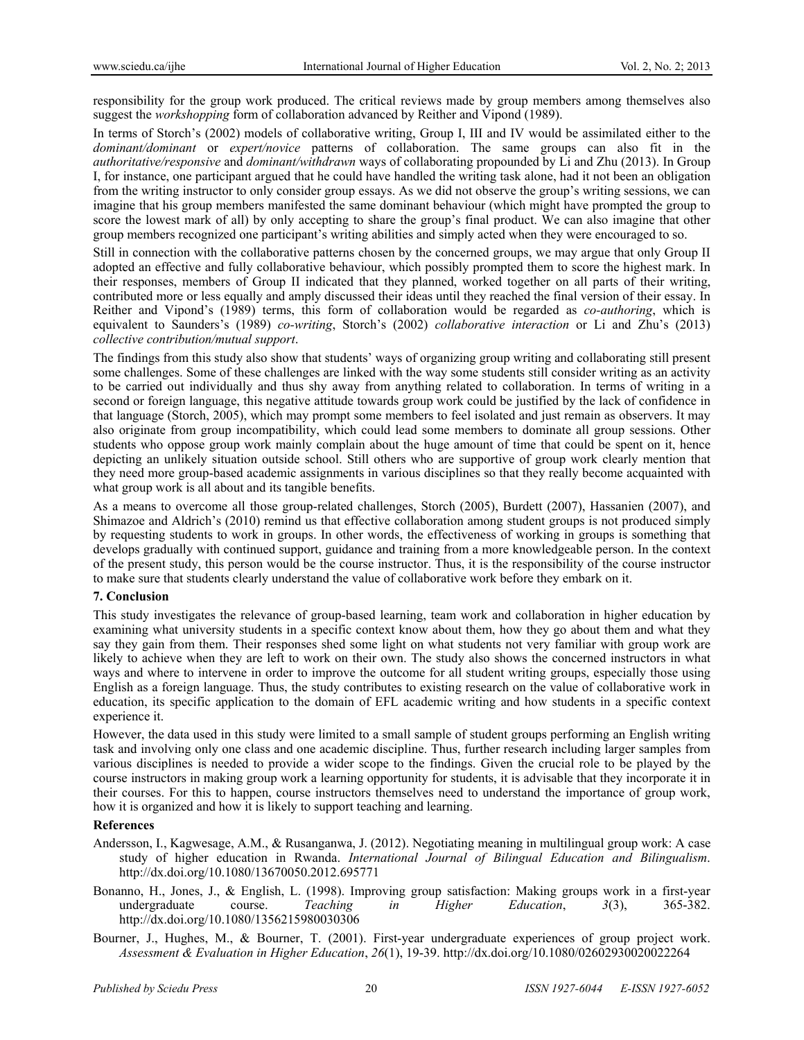responsibility for the group work produced. The critical reviews made by group members among themselves also suggest the *workshopping* form of collaboration advanced by Reither and Vipond (1989).

In terms of Storch's (2002) models of collaborative writing, Group I, III and IV would be assimilated either to the *dominant/dominant* or *expert/novice* patterns of collaboration. The same groups can also fit in the *authoritative/responsive* and *dominant/withdrawn* ways of collaborating propounded by Li and Zhu (2013). In Group I, for instance, one participant argued that he could have handled the writing task alone, had it not been an obligation from the writing instructor to only consider group essays. As we did not observe the group's writing sessions, we can imagine that his group members manifested the same dominant behaviour (which might have prompted the group to score the lowest mark of all) by only accepting to share the group's final product. We can also imagine that other group members recognized one participant's writing abilities and simply acted when they were encouraged to so.

Still in connection with the collaborative patterns chosen by the concerned groups, we may argue that only Group II adopted an effective and fully collaborative behaviour, which possibly prompted them to score the highest mark. In their responses, members of Group II indicated that they planned, worked together on all parts of their writing, contributed more or less equally and amply discussed their ideas until they reached the final version of their essay. In Reither and Vipond's (1989) terms, this form of collaboration would be regarded as *co-authoring*, which is equivalent to Saunders's (1989) *co-writing*, Storch's (2002) *collaborative interaction* or Li and Zhu's (2013) *collective contribution/mutual support*.

The findings from this study also show that students' ways of organizing group writing and collaborating still present some challenges. Some of these challenges are linked with the way some students still consider writing as an activity to be carried out individually and thus shy away from anything related to collaboration. In terms of writing in a second or foreign language, this negative attitude towards group work could be justified by the lack of confidence in that language (Storch, 2005), which may prompt some members to feel isolated and just remain as observers. It may also originate from group incompatibility, which could lead some members to dominate all group sessions. Other students who oppose group work mainly complain about the huge amount of time that could be spent on it, hence depicting an unlikely situation outside school. Still others who are supportive of group work clearly mention that they need more group-based academic assignments in various disciplines so that they really become acquainted with what group work is all about and its tangible benefits.

As a means to overcome all those group-related challenges, Storch (2005), Burdett (2007), Hassanien (2007), and Shimazoe and Aldrich's (2010) remind us that effective collaboration among student groups is not produced simply by requesting students to work in groups. In other words, the effectiveness of working in groups is something that develops gradually with continued support, guidance and training from a more knowledgeable person. In the context of the present study, this person would be the course instructor. Thus, it is the responsibility of the course instructor to make sure that students clearly understand the value of collaborative work before they embark on it.

## 7. Conclusion

This study investigates the relevance of group-based learning, team work and collaboration in higher education by examining what university students in a specific context know about them, how they go about them and what they say they gain from them. Their responses shed some light on what students not very familiar with group work are likely to achieve when they are left to work on their own. The study also shows the concerned instructors in what ways and where to intervene in order to improve the outcome for all student writing groups, especially those using English as a foreign language. Thus, the study contributes to existing research on the value of collaborative work in education, its specific application to the domain of EFL academic writing and how students in a specific context experience it.

However, the data used in this study were limited to a small sample of student groups performing an English writing task and involving only one class and one academic discipline. Thus, further research including larger samples from various disciplines is needed to provide a wider scope to the findings. Given the crucial role to be played by the course instructors in making group work a learning opportunity for students, it is advisable that they incorporate it in their courses. For this to happen, course instructors themselves need to understand the importance of group work, how it is organized and how it is likely to support teaching and learning.

## References

Andersson, I., Kagwesage, A.M., & Rusanganwa, J. (2012). Negotiating meaning in multilingual group work: A case study of higher education in Rwanda. *International Journal of Bilingual Education and Bilingualism*. http://dx.doi.org/10.1080/13670050.2012.695771

Bonanno, H., Jones, J., & English, L. (1998). Improving group satisfaction: Making groups work in a first-year undergraduate course. *Teaching in Higher Education*, *3*(3), 365-382. http://dx.doi.org/10.1080/1356215980030306

Bourner, J., Hughes, M., & Bourner, T. (2001). First-year undergraduate experiences of group project work. *Assessment & Evaluation in Higher Education*, *26*(1), 19-39. http://dx.doi.org/10.1080/02602930020022264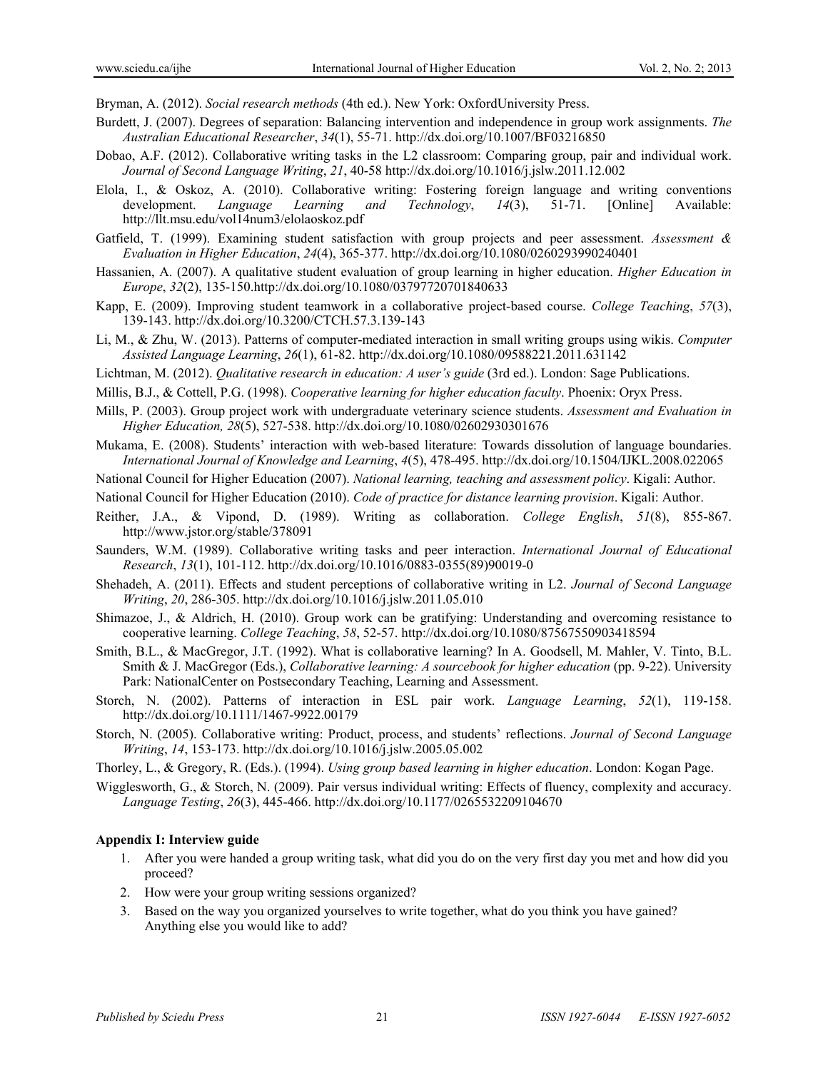Bryman, A. (2012). *Social research methods* (4th ed.). New York: OxfordUniversity Press.

Burdett, J. (2007). Degrees of separation: Balancing intervention and independence in group work assignments. *The Australian Educational Researcher*, *34*(1), 55-71. http://dx.doi.org/10.1007/BF03216850

Dobao, A.F. (2012). Collaborative writing tasks in the L2 classroom: Comparing group, pair and individual work. *Journal of Second Language Writing*, *21*, 40-58 http://dx.doi.org/10.1016/j.jslw.2011.12.002

Elola, I., & Oskoz, A. (2010). Collaborative writing: Fostering foreign language and writing conventions development. *Language Learning and Technology*, *14*(3), 51-71. [Online] Available: http://llt.msu.edu/vol14num3/elolaoskoz.pdf

Gatfield, T. (1999). Examining student satisfaction with group projects and peer assessment. *Assessment & Evaluation in Higher Education*, *24*(4), 365-377. http://dx.doi.org/10.1080/0260293990240401

Hassanien, A. (2007). A qualitative student evaluation of group learning in higher education. *Higher Education in Europe*, *32*(2), 135-150.http://dx.doi.org/10.1080/03797720701840633

Kapp, E. (2009). Improving student teamwork in a collaborative project-based course. *College Teaching*, *57*(3), 139-143. http://dx.doi.org/10.3200/CTCH.57.3.139-143

Li, M., & Zhu, W. (2013). Patterns of computer-mediated interaction in small writing groups using wikis. *Computer Assisted Language Learning*, *26*(1), 61-82. http://dx.doi.org/10.1080/09588221.2011.631142

Lichtman, M. (2012). *Qualitative research in education: A user's guide* (3rd ed.). London: Sage Publications.

Millis, B.J., & Cottell, P.G. (1998). *Cooperative learning for higher education faculty*. Phoenix: Oryx Press.

Mills, P. (2003). Group project work with undergraduate veterinary science students. *Assessment and Evaluation in Higher Education, 28*(5), 527-538. http://dx.doi.org/10.1080/02602930301676

Mukama, E. (2008). Students' interaction with web-based literature: Towards dissolution of language boundaries. *International Journal of Knowledge and Learning*, *4*(5), 478-495. http://dx.doi.org/10.1504/IJKL.2008.022065

National Council for Higher Education (2007). *National learning, teaching and assessment policy*. Kigali: Author.

National Council for Higher Education (2010). *Code of practice for distance learning provision*. Kigali: Author.

Reither, J.A., & Vipond, D. (1989). Writing as collaboration. *College English*, *51*(8), 855-867. http://www.jstor.org/stable/378091

Saunders, W.M. (1989). Collaborative writing tasks and peer interaction. *International Journal of Educational Research*, *13*(1), 101-112. http://dx.doi.org/10.1016/0883-0355(89)90019-0

Shehadeh, A. (2011). Effects and student perceptions of collaborative writing in L2. *Journal of Second Language Writing*, *20*, 286-305. http://dx.doi.org/10.1016/j.jslw.2011.05.010

Shimazoe, J., & Aldrich, H. (2010). Group work can be gratifying: Understanding and overcoming resistance to cooperative learning. *College Teaching*, *58*, 52-57. http://dx.doi.org/10.1080/87567550903418594

Smith, B.L., & MacGregor, J.T. (1992). What is collaborative learning? In A. Goodsell, M. Mahler, V. Tinto, B.L. Smith & J. MacGregor (Eds.), *Collaborative learning: A sourcebook for higher education* (pp. 9-22). University Park: NationalCenter on Postsecondary Teaching, Learning and Assessment.

Storch, N. (2002). Patterns of interaction in ESL pair work. *Language Learning*, *52*(1), 119-158. http://dx.doi.org/10.1111/1467-9922.00179

Storch, N. (2005). Collaborative writing: Product, process, and students' reflections. *Journal of Second Language Writing*, *14*, 153-173. http://dx.doi.org/10.1016/j.jslw.2005.05.002

Thorley, L., & Gregory, R. (Eds.). (1994). *Using group based learning in higher education*. London: Kogan Page.

Wigglesworth, G., & Storch, N. (2009). Pair versus individual writing: Effects of fluency, complexity and accuracy. *Language Testing*, *26*(3), 445-466. http://dx.doi.org/10.1177/0265532209104670

**Appendix I: Interview guide**

1. After you were handed a group writing task, what did you do on the very first day you met and how did you proceed?
2. How were your group writing sessions organized?
3. Based on the way you organized yourselves to write together, what do you think you have gained? Anything else you would like to add?